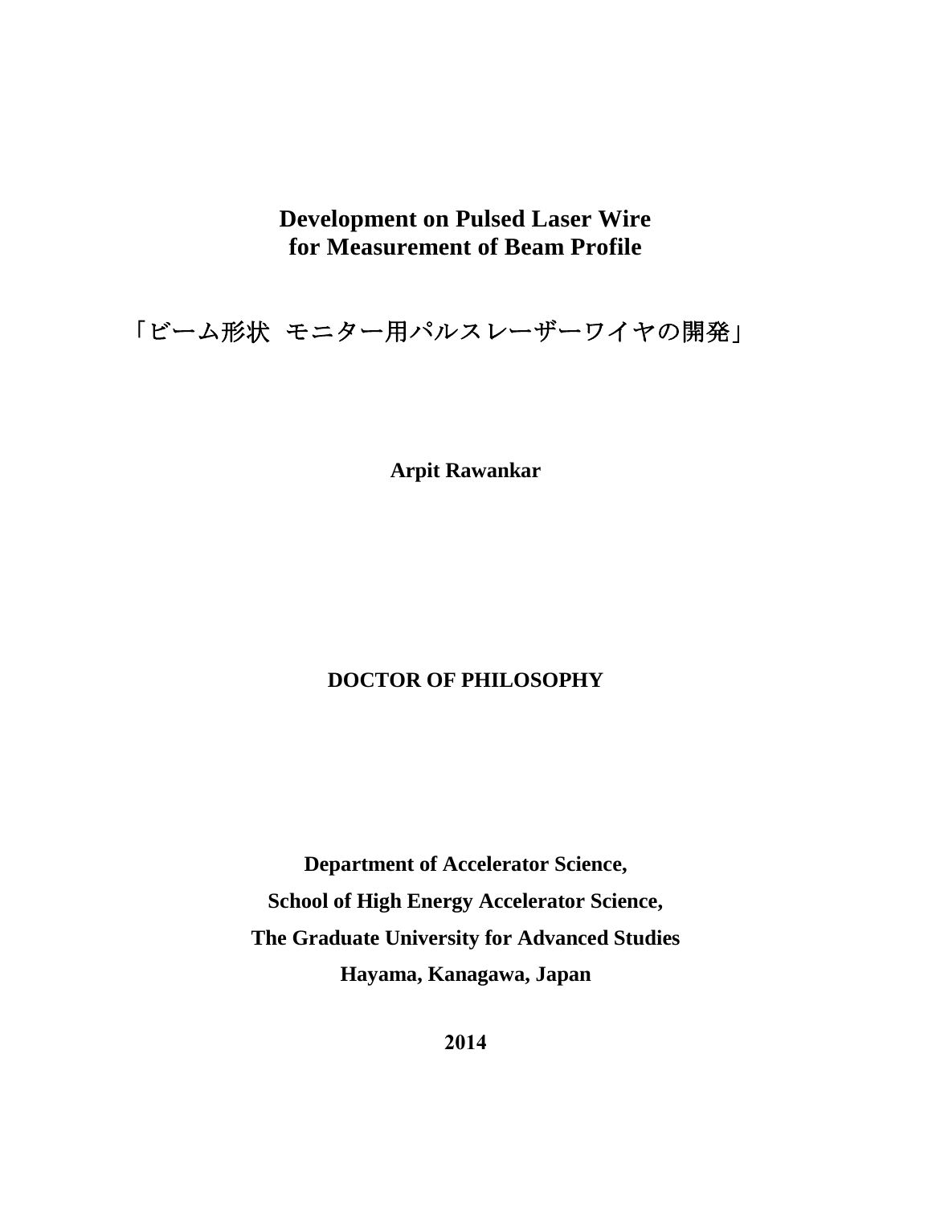# Development on Pulsed Laser Wire for Measurement of Beam Profile

「ビーム形状 モニター用パルスレーザーワイヤの開発」

**Arpit Rawankar**

**DOCTOR OF PHILOSOPHY**

**Department of Accelerator Science,**
**School of High Energy Accelerator Science,**
**The Graduate University for Advanced Studies**
**Hayama, Kanagawa, Japan**

**2014**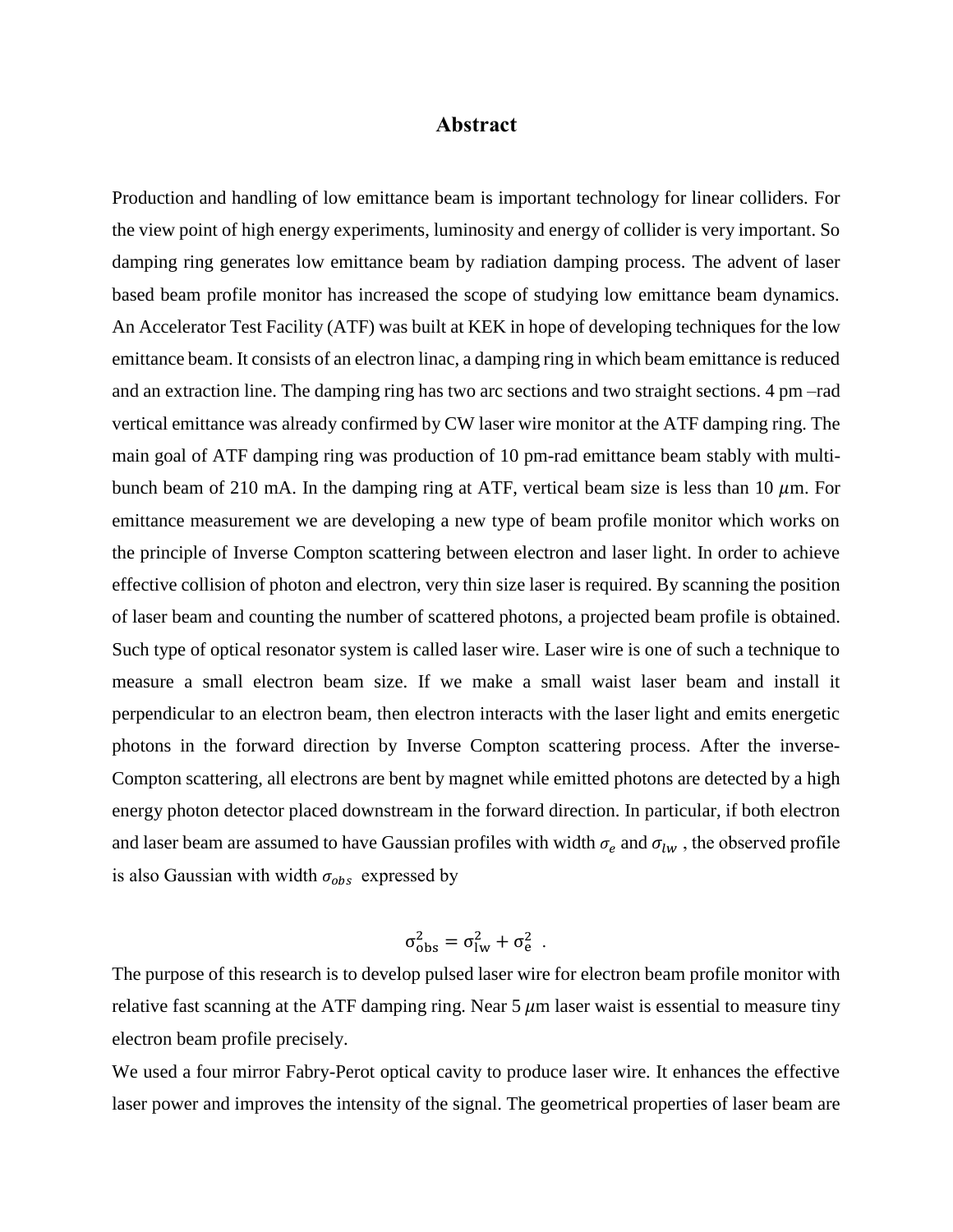## Abstract

Production and handling of low emittance beam is important technology for linear colliders. For the view point of high energy experiments, luminosity and energy of collider is very important. So damping ring generates low emittance beam by radiation damping process. The advent of laser based beam profile monitor has increased the scope of studying low emittance beam dynamics. An Accelerator Test Facility (ATF) was built at KEK in hope of developing techniques for the low emittance beam. It consists of an electron linac, a damping ring in which beam emittance is reduced and an extraction line. The damping ring has two arc sections and two straight sections. 4 pm –rad vertical emittance was already confirmed by CW laser wire monitor at the ATF damping ring. The main goal of ATF damping ring was production of 10 pm-rad emittance beam stably with multi-bunch beam of 210 mA. In the damping ring at ATF, vertical beam size is less than 10 $\mu$m. For emittance measurement we are developing a new type of beam profile monitor which works on the principle of Inverse Compton scattering between electron and laser light. In order to achieve effective collision of photon and electron, very thin size laser is required. By scanning the position of laser beam and counting the number of scattered photons, a projected beam profile is obtained. Such type of optical resonator system is called laser wire. Laser wire is one of such a technique to measure a small electron beam size. If we make a small waist laser beam and install it perpendicular to an electron beam, then electron interacts with the laser light and emits energetic photons in the forward direction by Inverse Compton scattering process. After the inverse-Compton scattering, all electrons are bent by magnet while emitted photons are detected by a high energy photon detector placed downstream in the forward direction. In particular, if both electron and laser beam are assumed to have Gaussian profiles with width $\sigma_e$ and $\sigma_{lw}$ , the observed profile is also Gaussian with width $\sigma_{obs}$ expressed by

$$\sigma_{\mathrm{obs}}^2 = \sigma_{\mathrm{lw}}^2 + \sigma_{\mathrm{e}}^2 \ .$$

The purpose of this research is to develop pulsed laser wire for electron beam profile monitor with relative fast scanning at the ATF damping ring. Near 5 $\mu$m laser waist is essential to measure tiny electron beam profile precisely.

We used a four mirror Fabry-Perot optical cavity to produce laser wire. It enhances the effective laser power and improves the intensity of the signal. The geometrical properties of laser beam are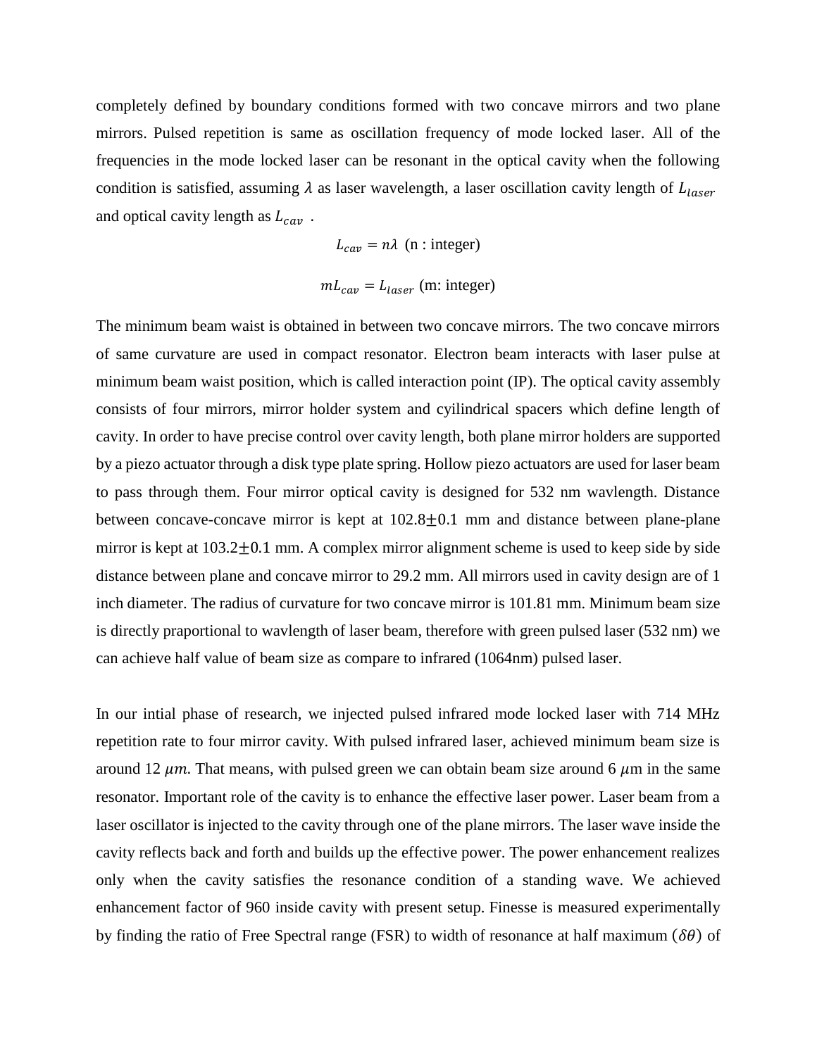completely defined by boundary conditions formed with two concave mirrors and two plane mirrors. Pulsed repetition is same as oscillation frequency of mode locked laser. All of the frequencies in the mode locked laser can be resonant in the optical cavity when the following condition is satisfied, assuming $\lambda$ as laser wavelength, a laser oscillation cavity length of $L_{laser}$ and optical cavity length as $L_{cav}$ .

$$L_{cav} = n\lambda \text{ (n : integer)}$$

$$mL_{cav} = L_{laser} \text{ (m: integer)}$$

The minimum beam waist is obtained in between two concave mirrors. The two concave mirrors of same curvature are used in compact resonator. Electron beam interacts with laser pulse at minimum beam waist position, which is called interaction point (IP). The optical cavity assembly consists of four mirrors, mirror holder system and cyilindrical spacers which define length of cavity. In order to have precise control over cavity length, both plane mirror holders are supported by a piezo actuator through a disk type plate spring. Hollow piezo actuators are used for laser beam to pass through them. Four mirror optical cavity is designed for 532 nm wavlength. Distance between concave-concave mirror is kept at 102.8$\pm$0.1 mm and distance between plane-plane mirror is kept at 103.2$\pm$0.1 mm. A complex mirror alignment scheme is used to keep side by side distance between plane and concave mirror to 29.2 mm. All mirrors used in cavity design are of 1 inch diameter. The radius of curvature for two concave mirror is 101.81 mm. Minimum beam size is directly praportional to wavlength of laser beam, therefore with green pulsed laser (532 nm) we can achieve half value of beam size as compare to infrared (1064nm) pulsed laser.

In our intial phase of research, we injected pulsed infrared mode locked laser with 714 MHz repetition rate to four mirror cavity. With pulsed infrared laser, achieved minimum beam size is around 12 $\mu m$. That means, with pulsed green we can obtain beam size around 6 $\mu$m in the same resonator. Important role of the cavity is to enhance the effective laser power. Laser beam from a laser oscillator is injected to the cavity through one of the plane mirrors. The laser wave inside the cavity reflects back and forth and builds up the effective power. The power enhancement realizes only when the cavity satisfies the resonance condition of a standing wave. We achieved enhancement factor of 960 inside cavity with present setup. Finesse is measured experimentally by finding the ratio of Free Spectral range (FSR) to width of resonance at half maximum ($\delta\theta$) of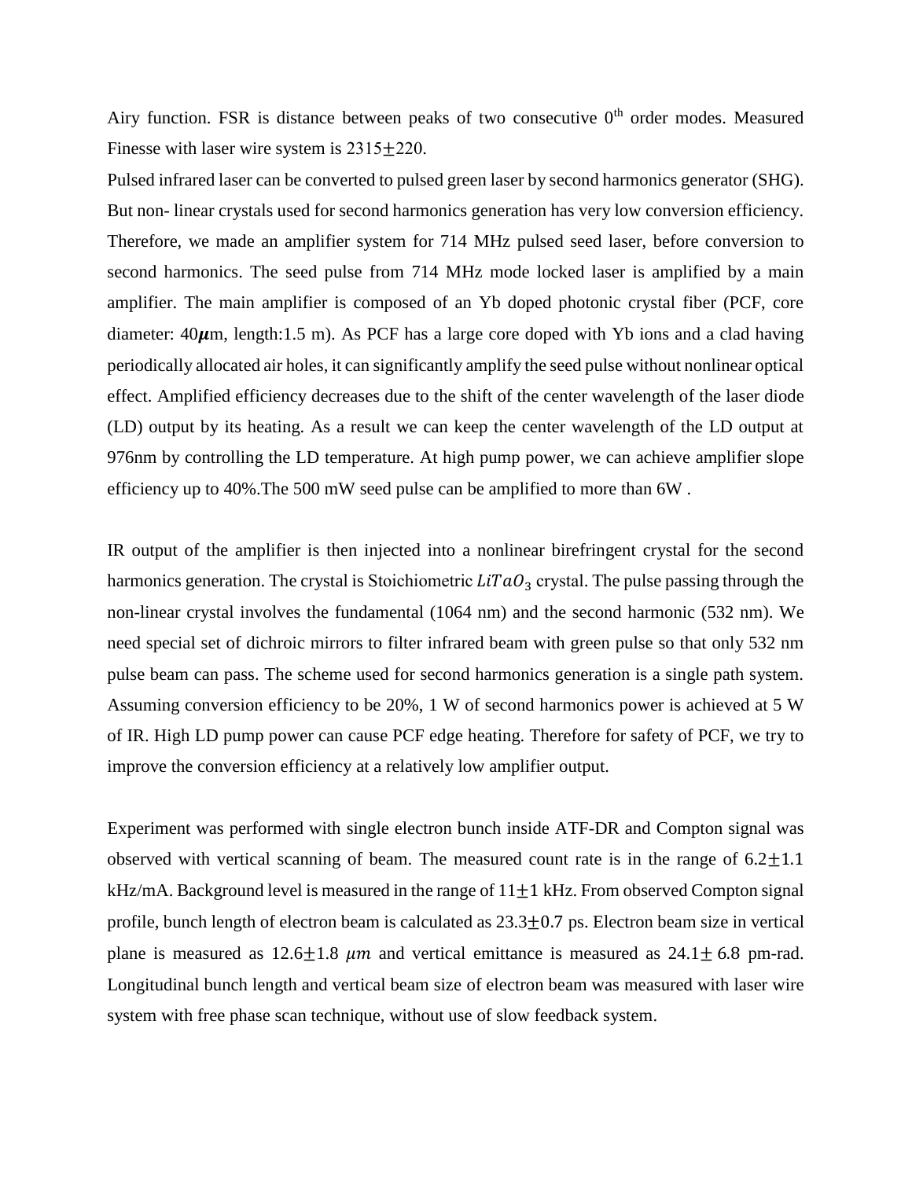Airy function. FSR is distance between peaks of two consecutive $0^{th}$ order modes. Measured Finesse with laser wire system is $2315 \pm 220$.

Pulsed infrared laser can be converted to pulsed green laser by second harmonics generator (SHG). But non- linear crystals used for second harmonics generation has very low conversion efficiency. Therefore, we made an amplifier system for 714 MHz pulsed seed laser, before conversion to second harmonics. The seed pulse from 714 MHz mode locked laser is amplified by a main amplifier. The main amplifier is composed of an Yb doped photonic crystal fiber (PCF, core diameter: 40$\mu$m, length:1.5 m). As PCF has a large core doped with Yb ions and a clad having periodically allocated air holes, it can significantly amplify the seed pulse without nonlinear optical effect. Amplified efficiency decreases due to the shift of the center wavelength of the laser diode (LD) output by its heating. As a result we can keep the center wavelength of the LD output at 976nm by controlling the LD temperature. At high pump power, we can achieve amplifier slope efficiency up to 40%.The 500 mW seed pulse can be amplified to more than 6W .

IR output of the amplifier is then injected into a nonlinear birefringent crystal for the second harmonics generation. The crystal is Stoichiometric $LiTaO_3$ crystal. The pulse passing through the non-linear crystal involves the fundamental (1064 nm) and the second harmonic (532 nm). We need special set of dichroic mirrors to filter infrared beam with green pulse so that only 532 nm pulse beam can pass. The scheme used for second harmonics generation is a single path system. Assuming conversion efficiency to be 20%, 1 W of second harmonics power is achieved at 5 W of IR. High LD pump power can cause PCF edge heating. Therefore for safety of PCF, we try to improve the conversion efficiency at a relatively low amplifier output.

Experiment was performed with single electron bunch inside ATF-DR and Compton signal was observed with vertical scanning of beam. The measured count rate is in the range of $6.2 \pm 1.1$ kHz/mA. Background level is measured in the range of $11 \pm 1$ kHz. From observed Compton signal profile, bunch length of electron beam is calculated as $23.3 \pm 0.7$ ps. Electron beam size in vertical plane is measured as $12.6 \pm 1.8$ $\mu m$ and vertical emittance is measured as $24.1 \pm 6.8$ pm-rad. Longitudinal bunch length and vertical beam size of electron beam was measured with laser wire system with free phase scan technique, without use of slow feedback system.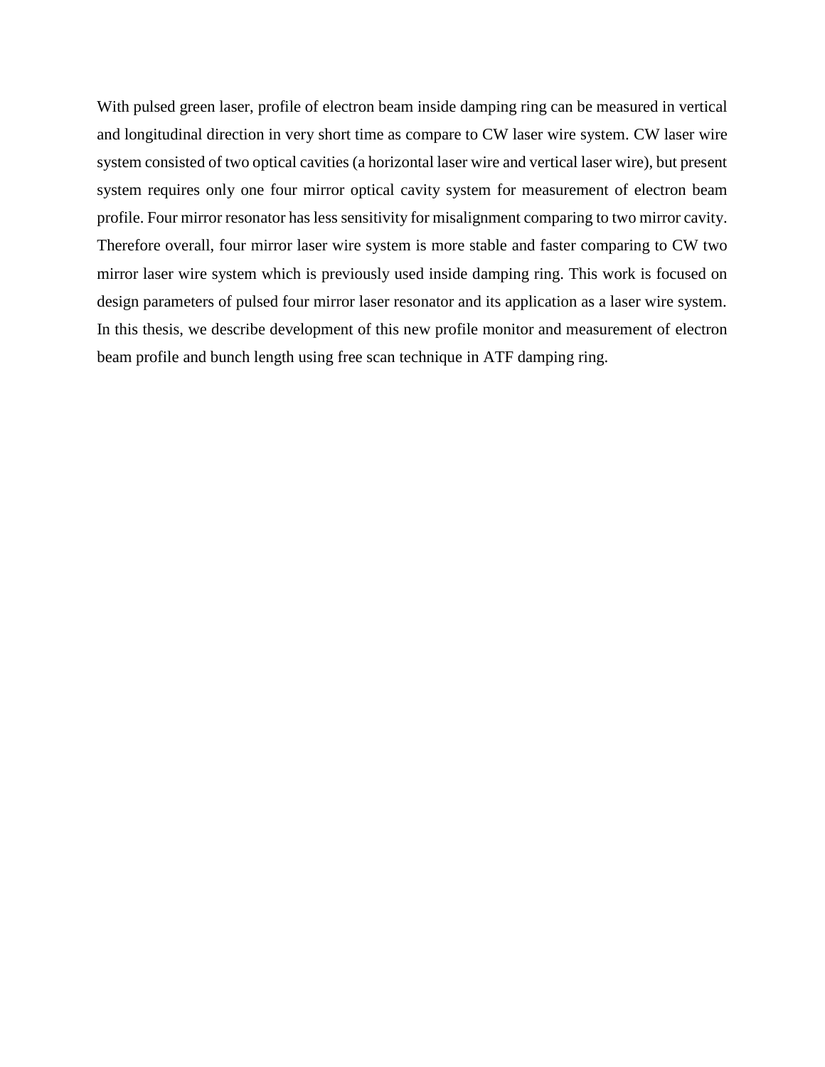With pulsed green laser, profile of electron beam inside damping ring can be measured in vertical and longitudinal direction in very short time as compare to CW laser wire system. CW laser wire system consisted of two optical cavities (a horizontal laser wire and vertical laser wire), but present system requires only one four mirror optical cavity system for measurement of electron beam profile. Four mirror resonator has less sensitivity for misalignment comparing to two mirror cavity. Therefore overall, four mirror laser wire system is more stable and faster comparing to CW two mirror laser wire system which is previously used inside damping ring. This work is focused on design parameters of pulsed four mirror laser resonator and its application as a laser wire system. In this thesis, we describe development of this new profile monitor and measurement of electron beam profile and bunch length using free scan technique in ATF damping ring.